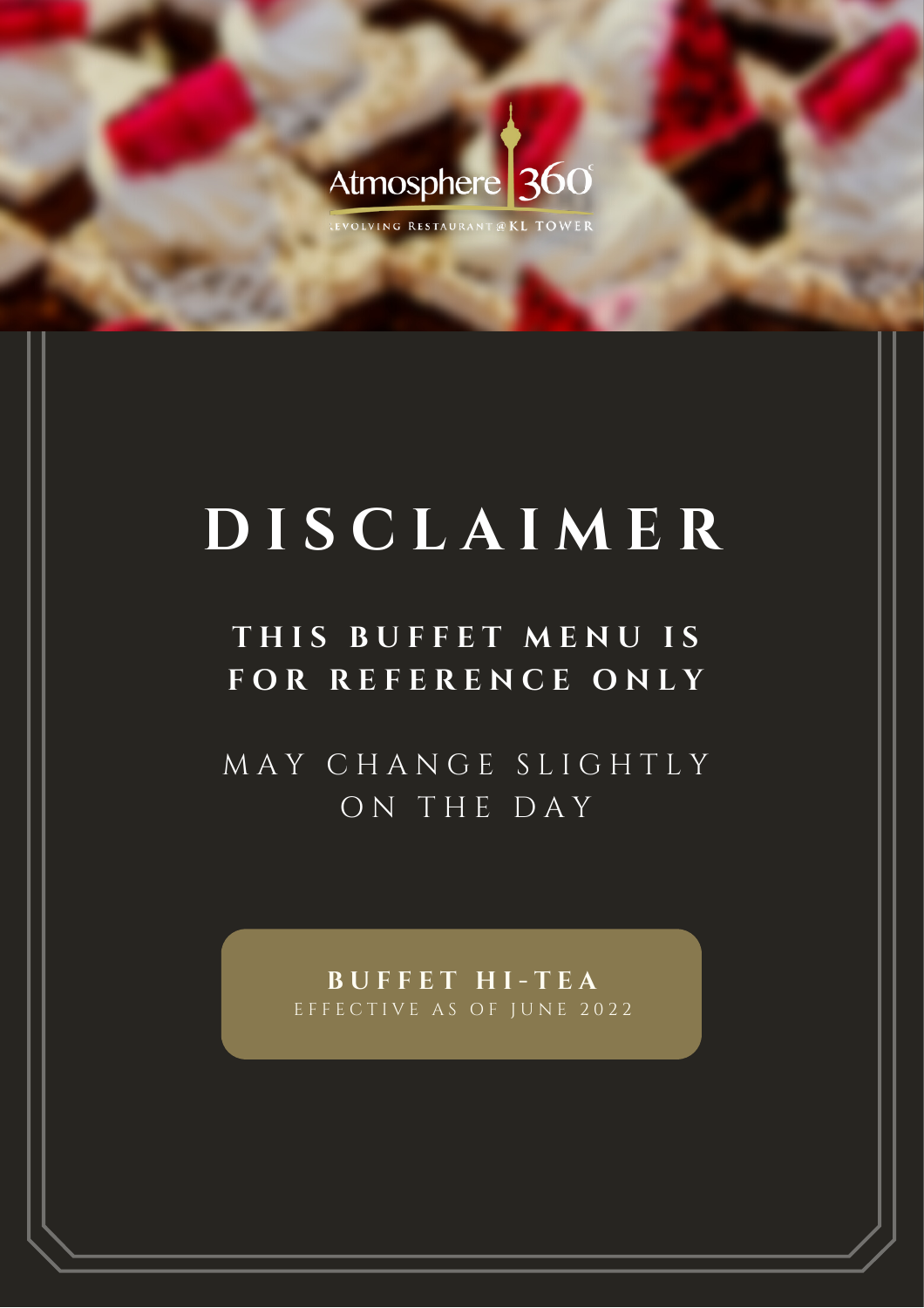Atmosphere 360°

REVOLVING RESTAURANT @ KL TOWER

# DISCLAIMER

## THIS BUFFET MENU IS FOR REFERENCE ONLY

MAY CHANGE SLIGHTLY ON THE DAY

**BUFFET HI-TEA**

EFFECTIVE AS OF JUNE 2022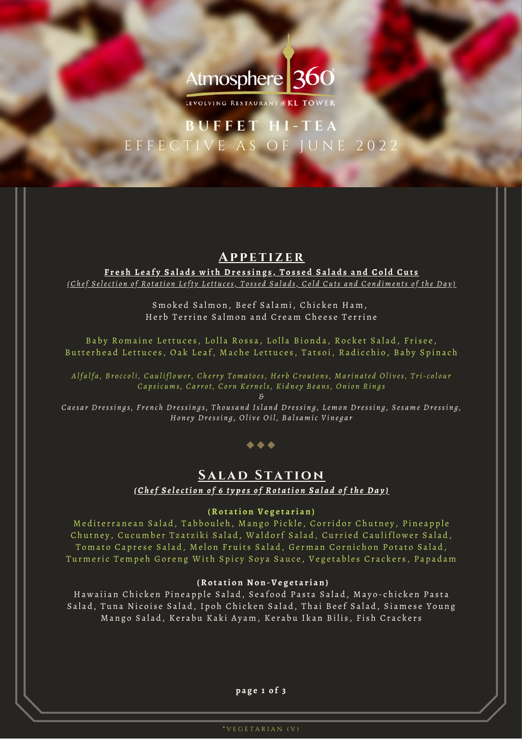Atmosphere 360

REVOLVING RESTAURANT @ KL TOWER

# BUFFET HI-TEA

EFFECTIVE AS OF JUNE 2022

## Appetizer

**Fresh Leafy Salads with Dressings, Tossed Salads and Cold Cuts**

*(Chef Selection of Rotation Lefty Lettuces, Tossed Salads, Cold Cuts and Condiments of the Day)*

Smoked Salmon, Beef Salami, Chicken Ham,
Herb Terrine Salmon and Cream Cheese Terrine

Baby Romaine Lettuces, Lolla Rossa, Lolla Bionda, Rocket Salad, Frisee, Butterhead Lettuces, Oak Leaf, Mache Lettuces, Tatsoi, Radicchio, Baby Spinach

*Alfalfa, Broccoli, Cauliflower, Cherry Tomatoes, Herb Croutons, Marinated Olives, Tri-colour Capsicums, Carrot, Corn Kernels, Kidney Beans, Onion Rings*

*&*

*Caesar Dressings, French Dressings, Thousand Island Dressing, Lemon Dressing, Sesame Dressing, Honey Dressing, Olive Oil, Balsamic Vinegar*

## Salad Station

***(Chef Selection of 6 types of Rotation Salad of the Day)***

**(Rotation Vegetarian)**

Mediterranean Salad, Tabbouleh, Mango Pickle, Corridor Chutney, Pineapple Chutney, Cucumber Tzatziki Salad, Waldorf Salad, Curried Cauliflower Salad, Tomato Caprese Salad, Melon Fruits Salad, German Cornichon Potato Salad, Turmeric Tempeh Goreng With Spicy Soya Sauce, Vegetables Crackers, Papadam

**(Rotation Non-Vegetarian)**

Hawaiian Chicken Pineapple Salad, Seafood Pasta Salad, Mayo-chicken Pasta Salad, Tuna Nicoise Salad, Ipoh Chicken Salad, Thai Beef Salad, Siamese Young Mango Salad, Kerabu Kaki Ayam, Kerabu Ikan Bilis, Fish Crackers

*VEGETARIAN (V)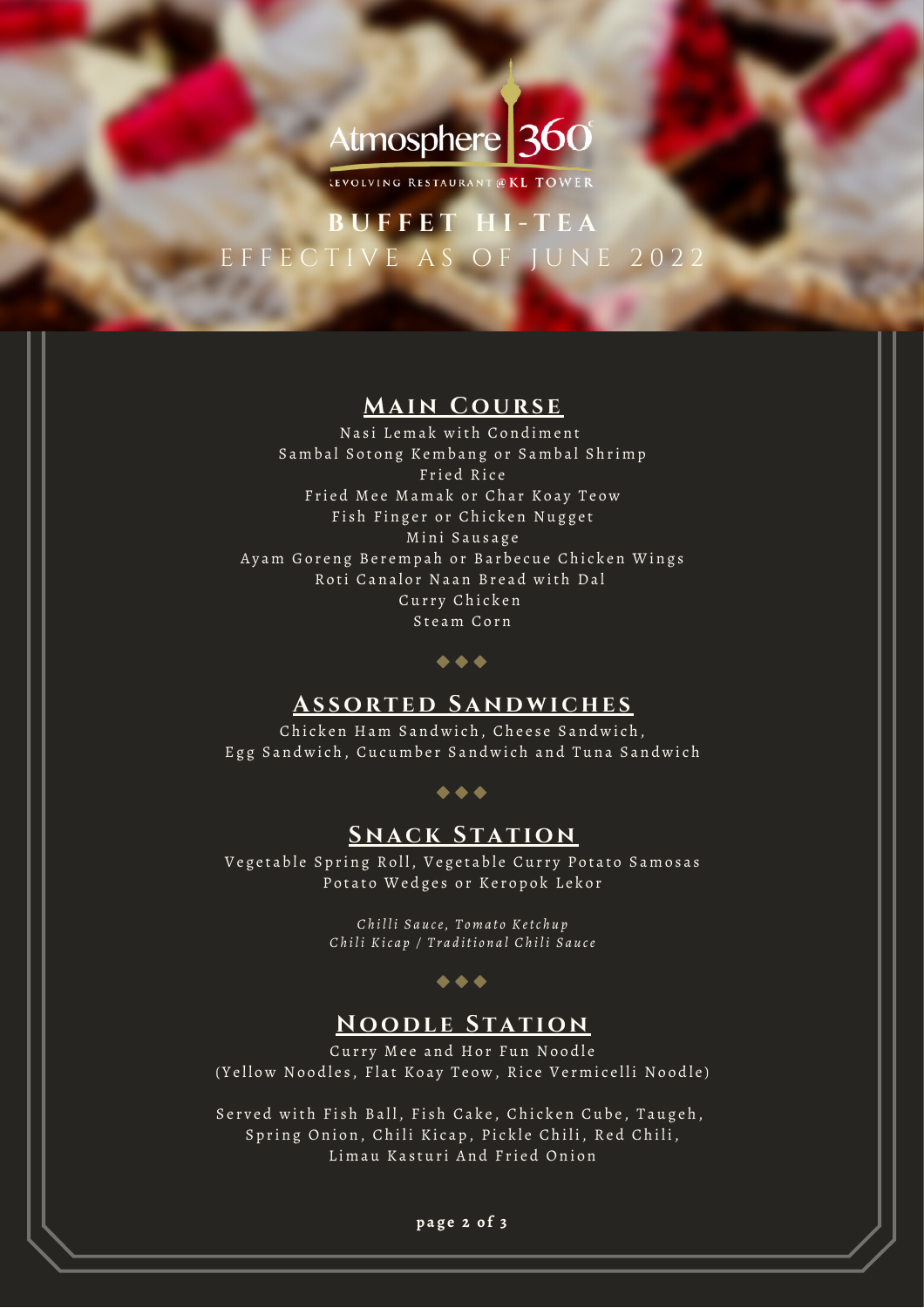Atmosphere 360°

REVOLVING RESTAURANT @ KL TOWER

# BUFFET HI-TEA

EFFECTIVE AS OF JUNE 2022

## Main Course

Nasi Lemak with Condiment
Sambal Sotong Kembang or Sambal Shrimp
Fried Rice
Fried Mee Mamak or Char Koay Teow
Fish Finger or Chicken Nugget
Mini Sausage
Ayam Goreng Berempah or Barbecue Chicken Wings
Roti Canalor Naan Bread with Dal
Curry Chicken
Steam Corn

◆◆◆

## Assorted Sandwiches

Chicken Ham Sandwich, Cheese Sandwich,
Egg Sandwich, Cucumber Sandwich and Tuna Sandwich

◆◆◆

## Snack Station

Vegetable Spring Roll, Vegetable Curry Potato Samosas
Potato Wedges or Keropok Lekor

*Chilli Sauce, Tomato Ketchup*
*Chili Kicap / Traditional Chili Sauce*

◆◆◆

## Noodle Station

Curry Mee and Hor Fun Noodle
(Yellow Noodles, Flat Koay Teow, Rice Vermicelli Noodle)

Served with Fish Ball, Fish Cake, Chicken Cube, Taugeh,
Spring Onion, Chili Kicap, Pickle Chili, Red Chili,
Limau Kasturi And Fried Onion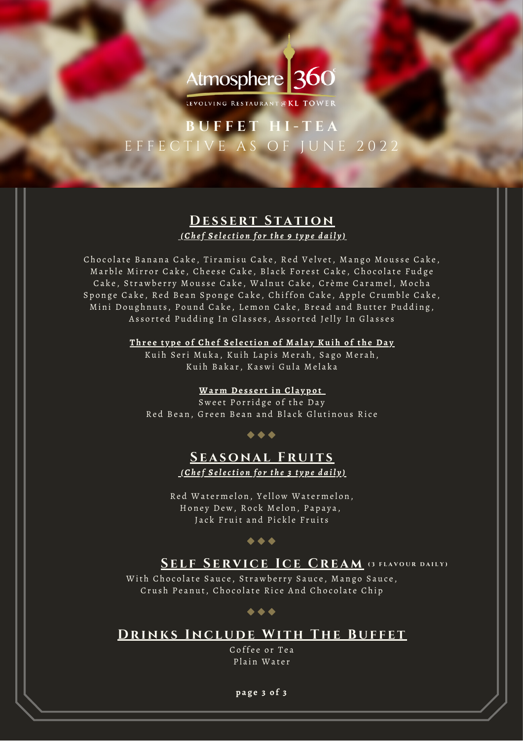Atmosphere 360

REVOLVING RESTAURANT @ KL TOWER

# BUFFET HI-TEA

EFFECTIVE AS OF JUNE 2022

## Dessert Station

*(Chef Selection for the 9 type daily)*

Chocolate Banana Cake, Tiramisu Cake, Red Velvet, Mango Mousse Cake, Marble Mirror Cake, Cheese Cake, Black Forest Cake, Chocolate Fudge Cake, Strawberry Mousse Cake, Walnut Cake, Crème Caramel, Mocha Sponge Cake, Red Bean Sponge Cake, Chiffon Cake, Apple Crumble Cake, Mini Doughnuts, Pound Cake, Lemon Cake, Bread and Butter Pudding, Assorted Pudding In Glasses, Assorted Jelly In Glasses

**Three type of Chef Selection of Malay Kuih of the Day**

Kuih Seri Muka, Kuih Lapis Merah, Sago Merah, Kuih Bakar, Kaswi Gula Melaka

**Warm Dessert in Claypot**

Sweet Porridge of the Day

Red Bean, Green Bean and Black Glutinous Rice

## Seasonal Fruits

*(Chef Selection for the 3 type daily)*

Red Watermelon, Yellow Watermelon, Honey Dew, Rock Melon, Papaya, Jack Fruit and Pickle Fruits

## Self Service Ice Cream (3 FLAVOUR DAILY)

With Chocolate Sauce, Strawberry Sauce, Mango Sauce, Crush Peanut, Chocolate Rice And Chocolate Chip

## Drinks Include With The Buffet

Coffee or Tea

Plain Water